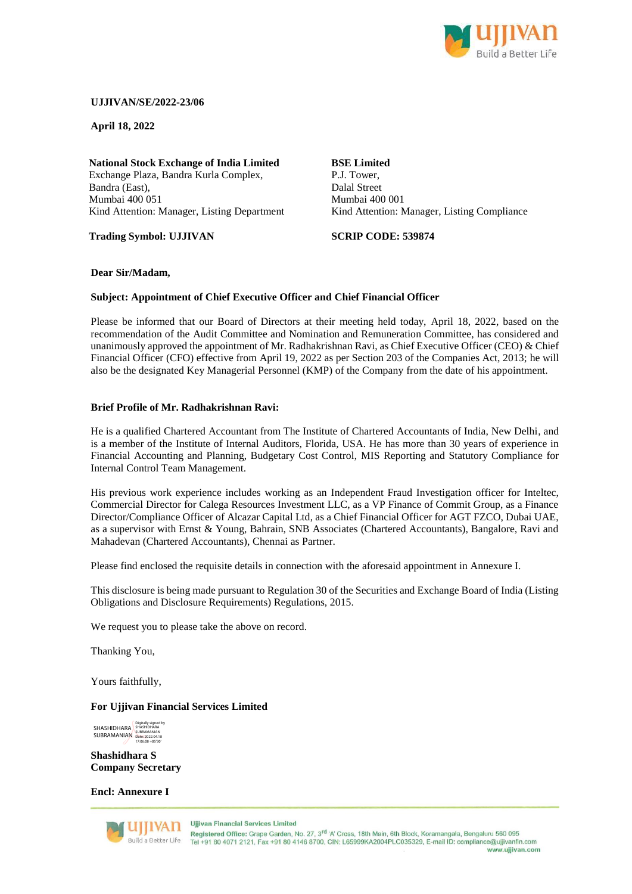**UJJIVAN/SE/2022-23/06**

**April 18, 2022**

**National Stock Exchange of India Limited**
Exchange Plaza, Bandra Kurla Complex,
Bandra (East),
Mumbai 400 051
Kind Attention: Manager, Listing Department

**Trading Symbol: UJJIVAN**

**BSE Limited**
P.J. Tower,
Dalal Street
Mumbai 400 001
Kind Attention: Manager, Listing Compliance

**SCRIP CODE: 539874**

**Dear Sir/Madam,**

**Subject: Appointment of Chief Executive Officer and Chief Financial Officer**

Please be informed that our Board of Directors at their meeting held today, April 18, 2022, based on the recommendation of the Audit Committee and Nomination and Remuneration Committee, has considered and unanimously approved the appointment of Mr. Radhakrishnan Ravi, as Chief Executive Officer (CEO) & Chief Financial Officer (CFO) effective from April 19, 2022 as per Section 203 of the Companies Act, 2013; he will also be the designated Key Managerial Personnel (KMP) of the Company from the date of his appointment.

**Brief Profile of Mr. Radhakrishnan Ravi:**

He is a qualified Chartered Accountant from The Institute of Chartered Accountants of India, New Delhi, and is a member of the Institute of Internal Auditors, Florida, USA. He has more than 30 years of experience in Financial Accounting and Planning, Budgetary Cost Control, MIS Reporting and Statutory Compliance for Internal Control Team Management.

His previous work experience includes working as an Independent Fraud Investigation officer for Inteltec, Commercial Director for Calega Resources Investment LLC, as a VP Finance of Commit Group, as a Finance Director/Compliance Officer of Alcazar Capital Ltd, as a Chief Financial Officer for AGT FZCO, Dubai UAE, as a supervisor with Ernst & Young, Bahrain, SNB Associates (Chartered Accountants), Bangalore, Ravi and Mahadevan (Chartered Accountants), Chennai as Partner.

Please find enclosed the requisite details in connection with the aforesaid appointment in Annexure I.

This disclosure is being made pursuant to Regulation 30 of the Securities and Exchange Board of India (Listing Obligations and Disclosure Requirements) Regulations, 2015.

We request you to please take the above on record.

Thanking You,

Yours faithfully,

**For Ujjivan Financial Services Limited**

SHASHIDHARA SUBRAMANIAN
Digitally signed by SHASHIDHARA SUBRAMANIAN
Date: 2022.04.18 17:06:08 +05'30'

**Shashidhara S**
**Company Secretary**

**Encl: Annexure I**

Ujjivan Financial Services Limited
Registered Office: Grape Garden, No. 27, 3rd 'A' Cross, 18th Main, 6th Block, Koramangala, Bengaluru 560 095
Tel +91 80 4071 2121, Fax +91 80 4146 8700, CIN: L65999KA2004PLC035329, E-mail ID: compliance@ujjivanfin.com
www.ujjivan.com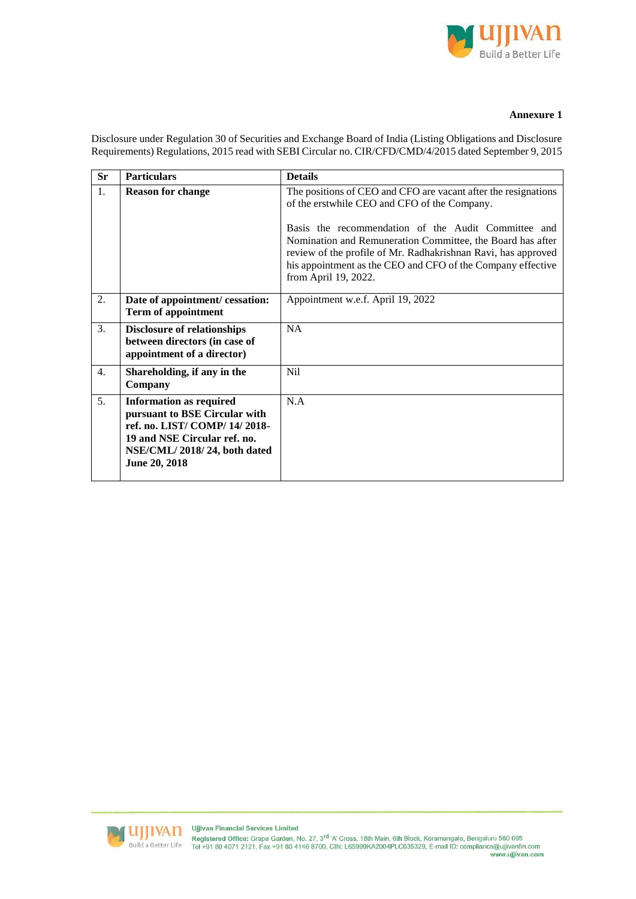**Annexure 1**

Disclosure under Regulation 30 of Securities and Exchange Board of India (Listing Obligations and Disclosure Requirements) Regulations, 2015 read with SEBI Circular no. CIR/CFD/CMD/4/2015 dated September 9, 2015

| Sr | Particulars | Details |
|---|---|---|
| 1. | **Reason for change** | The positions of CEO and CFO are vacant after the resignations of the erstwhile CEO and CFO of the Company.<br><br>Basis the recommendation of the Audit Committee and Nomination and Remuneration Committee, the Board has after review of the profile of Mr. Radhakrishnan Ravi, has approved his appointment as the CEO and CFO of the Company effective from April 19, 2022. |
| 2. | **Date of appointment/ cessation: Term of appointment** | Appointment w.e.f. April 19, 2022 |
| 3. | **Disclosure of relationships between directors (in case of appointment of a director)** | NA |
| 4. | **Shareholding, if any in the Company** | Nil |
| 5. | **Information as required pursuant to BSE Circular with ref. no. LIST/ COMP/ 14/ 2018-19 and NSE Circular ref. no. NSE/CML/ 2018/ 24, both dated June 20, 2018** | N.A |